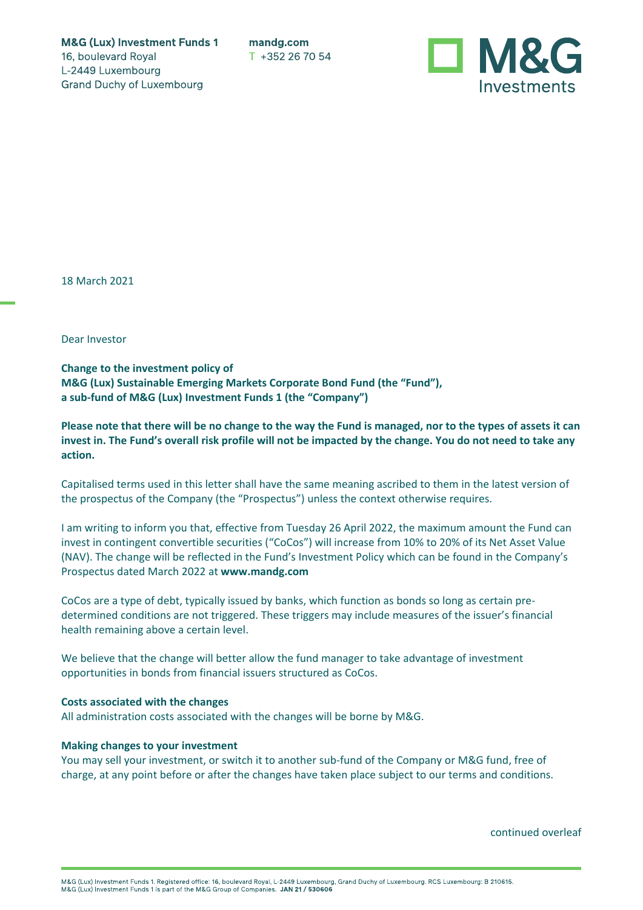**M&G (Lux) Investment Funds 1**
16, boulevard Royal
L-2449 Luxembourg
Grand Duchy of Luxembourg

**mandg.com**
T +352 26 70 54

M&G Investments

18 March 2021

Dear Investor

**Change to the investment policy of**
**M&G (Lux) Sustainable Emerging Markets Corporate Bond Fund (the "Fund"),**
**a sub-fund of M&G (Lux) Investment Funds 1 (the "Company")**

**Please note that there will be no change to the way the Fund is managed, nor to the types of assets it can invest in. The Fund's overall risk profile will not be impacted by the change. You do not need to take any action.**

Capitalised terms used in this letter shall have the same meaning ascribed to them in the latest version of the prospectus of the Company (the "Prospectus") unless the context otherwise requires.

I am writing to inform you that, effective from Tuesday 26 April 2022, the maximum amount the Fund can invest in contingent convertible securities ("CoCos") will increase from 10% to 20% of its Net Asset Value (NAV). The change will be reflected in the Fund's Investment Policy which can be found in the Company's Prospectus dated March 2022 at **www.mandg.com**

CoCos are a type of debt, typically issued by banks, which function as bonds so long as certain pre-determined conditions are not triggered. These triggers may include measures of the issuer's financial health remaining above a certain level.

We believe that the change will better allow the fund manager to take advantage of investment opportunities in bonds from financial issuers structured as CoCos.

**Costs associated with the changes**

All administration costs associated with the changes will be borne by M&G.

**Making changes to your investment**

You may sell your investment, or switch it to another sub-fund of the Company or M&G fund, free of charge, at any point before or after the changes have taken place subject to our terms and conditions.

continued overleaf

M&G (Lux) Investment Funds 1. Registered office: 16, boulevard Royal, L-2449 Luxembourg, Grand Duchy of Luxembourg. RCS Luxembourg: B 210615.
M&G (Lux) Investment Funds 1 is part of the M&G Group of Companies. **JAN 21 / 530606**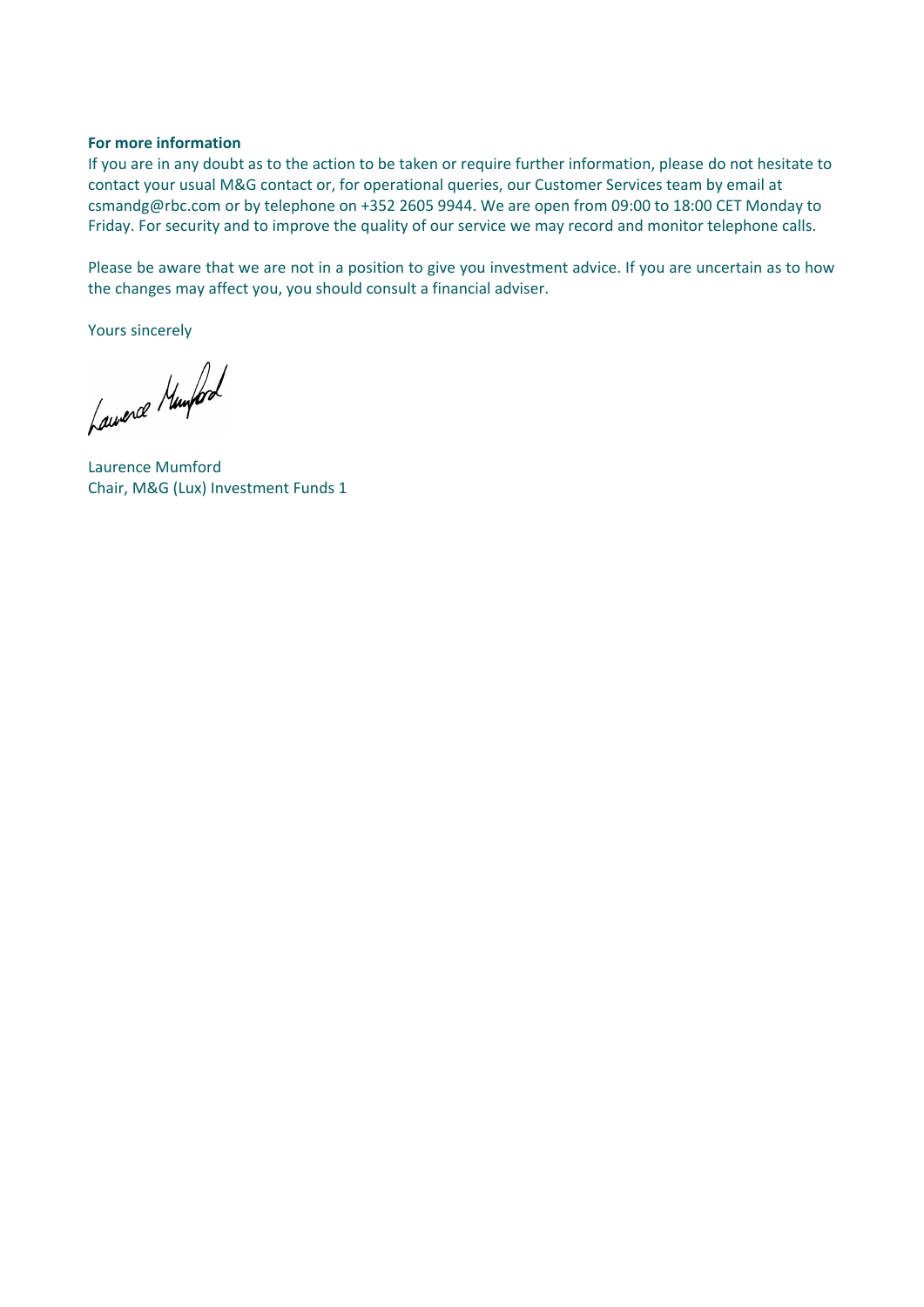**For more information**

If you are in any doubt as to the action to be taken or require further information, please do not hesitate to contact your usual M&G contact or, for operational queries, our Customer Services team by email at csmandg@rbc.com or by telephone on +352 2605 9944. We are open from 09:00 to 18:00 CET Monday to Friday. For security and to improve the quality of our service we may record and monitor telephone calls.

Please be aware that we are not in a position to give you investment advice. If you are uncertain as to how the changes may affect you, you should consult a financial adviser.

Yours sincerely

Laurence Mumford
Chair, M&G (Lux) Investment Funds 1